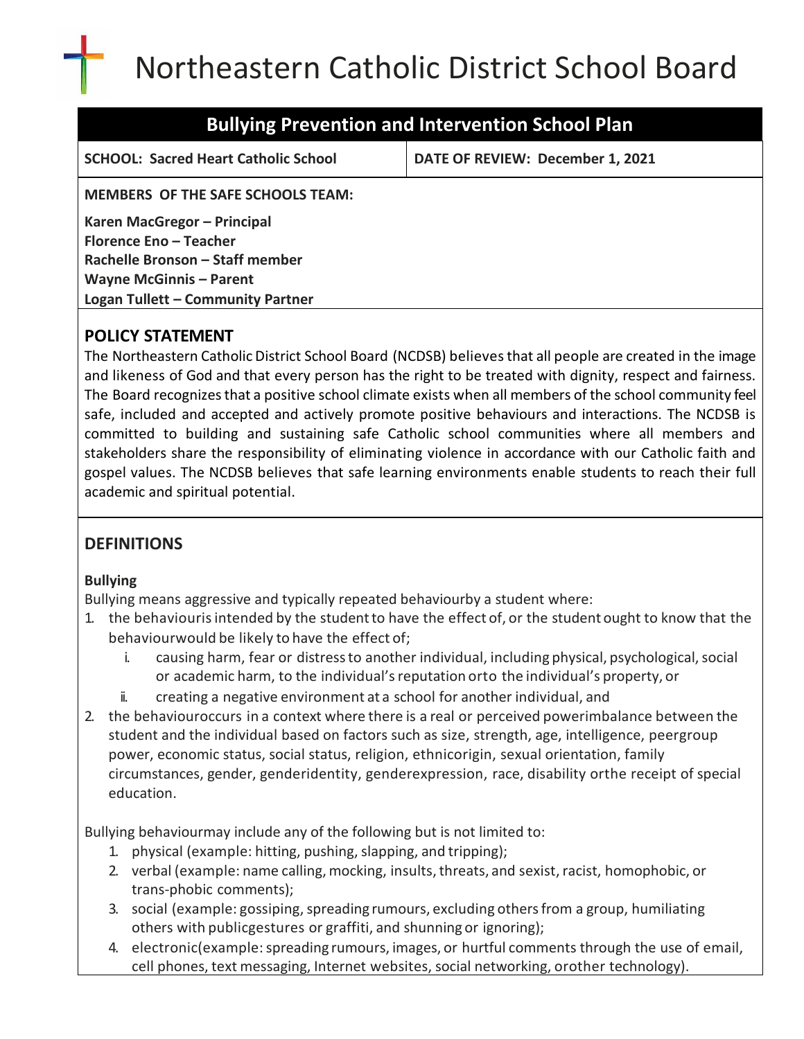# Northeastern Catholic District School Board

## Bullying Prevention and Intervention School Plan

| SCHOOL: Sacred Heart Catholic School | DATE OF REVIEW: December 1, 2021 |
| --- | --- |

**MEMBERS OF THE SAFE SCHOOLS TEAM:**

**Karen MacGregor – Principal**
**Florence Eno – Teacher**
**Rachelle Bronson – Staff member**
**Wayne McGinnis – Parent**
**Logan Tullett – Community Partner**

## POLICY STATEMENT

The Northeastern Catholic District School Board (NCDSB) believes that all people are created in the image and likeness of God and that every person has the right to be treated with dignity, respect and fairness. The Board recognizes that a positive school climate exists when all members of the school community feel safe, included and accepted and actively promote positive behaviours and interactions. The NCDSB is committed to building and sustaining safe Catholic school communities where all members and stakeholders share the responsibility of eliminating violence in accordance with our Catholic faith and gospel values. The NCDSB believes that safe learning environments enable students to reach their full academic and spiritual potential.

## DEFINITIONS

### Bullying

Bullying means aggressive and typically repeated behaviourby a student where:

1. the behaviouris intended by the student to have the effect of, or the student ought to know that the behaviourwould be likely to have the effect of;
   i. causing harm, fear or distress to another individual, including physical, psychological, social or academic harm, to the individual's reputation orto the individual's property, or
   ii. creating a negative environment at a school for another individual, and
2. the behaviouroccurs in a context where there is a real or perceived powerimbalance between the student and the individual based on factors such as size, strength, age, intelligence, peergroup power, economic status, social status, religion, ethnicorigin, sexual orientation, family circumstances, gender, genderidentity, genderexpression, race, disability orthe receipt of special education.

Bullying behaviourmay include any of the following but is not limited to:

1. physical (example: hitting, pushing, slapping, and tripping);
2. verbal (example: name calling, mocking, insults, threats, and sexist, racist, homophobic, or trans-phobic comments);
3. social (example: gossiping, spreading rumours, excluding others from a group, humiliating others with publicgestures or graffiti, and shunning or ignoring);
4. electronic(example: spreading rumours, images, or hurtful comments through the use of email, cell phones, text messaging, Internet websites, social networking, orother technology).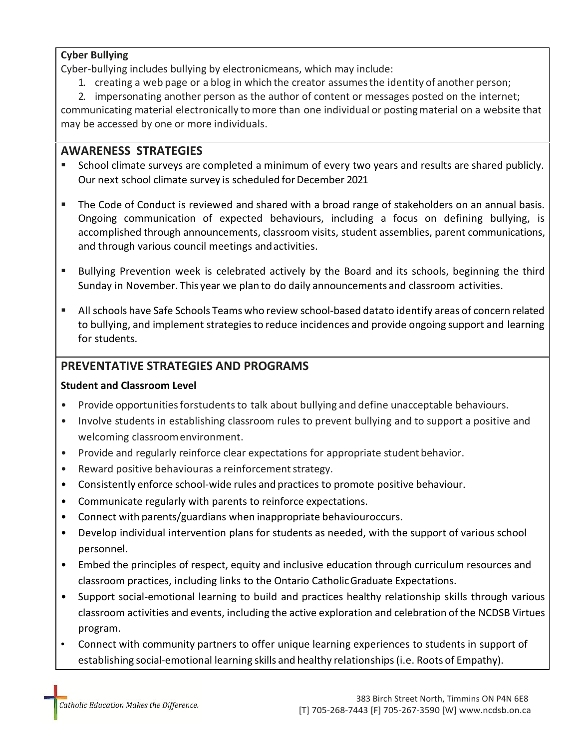**Cyber Bullying**

Cyber-bullying includes bullying by electronicmeans, which may include:

1. creating a web page or a blog in which the creator assumes the identity of another person;
2. impersonating another person as the author of content or messages posted on the internet;

communicating material electronically to more than one individual or posting material on a website that may be accessed by one or more individuals.

## AWARENESS STRATEGIES

- School climate surveys are completed a minimum of every two years and results are shared publicly. Our next school climate survey is scheduled for December 2021
- The Code of Conduct is reviewed and shared with a broad range of stakeholders on an annual basis. Ongoing communication of expected behaviours, including a focus on defining bullying, is accomplished through announcements, classroom visits, student assemblies, parent communications, and through various council meetings and activities.
- Bullying Prevention week is celebrated actively by the Board and its schools, beginning the third Sunday in November. This year we plan to do daily announcements and classroom activities.
- All schools have Safe Schools Teams who review school-based datato identify areas of concern related to bullying, and implement strategies to reduce incidences and provide ongoing support and learning for students.

## PREVENTATIVE STRATEGIES AND PROGRAMS

**Student and Classroom Level**

- Provide opportunities forstudents to talk about bullying and define unacceptable behaviours.
- Involve students in establishing classroom rules to prevent bullying and to support a positive and welcoming classroom environment.
- Provide and regularly reinforce clear expectations for appropriate student behavior.
- Reward positive behaviouras a reinforcement strategy.
- Consistently enforce school-wide rules and practices to promote positive behaviour.
- Communicate regularly with parents to reinforce expectations.
- Connect with parents/guardians when inappropriate behaviouroccurs.
- Develop individual intervention plans for students as needed, with the support of various school personnel.
- Embed the principles of respect, equity and inclusive education through curriculum resources and classroom practices, including links to the Ontario Catholic Graduate Expectations.
- Support social-emotional learning to build and practices healthy relationship skills through various classroom activities and events, including the active exploration and celebration of the NCDSB Virtues program.
- Connect with community partners to offer unique learning experiences to students in support of establishing social-emotional learning skills and healthy relationships (i.e. Roots of Empathy).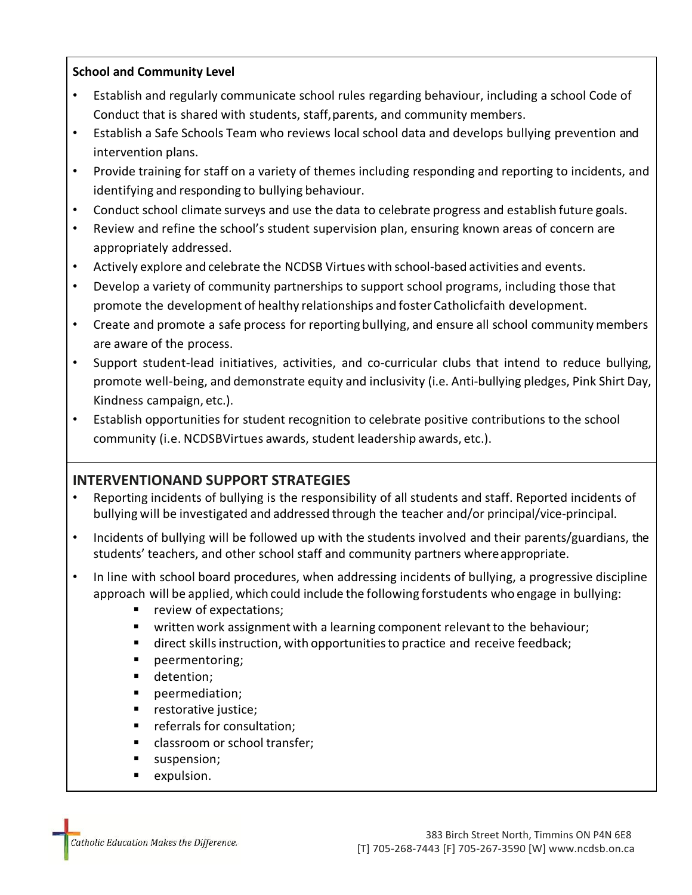**School and Community Level**

- Establish and regularly communicate school rules regarding behaviour, including a school Code of Conduct that is shared with students, staff, parents, and community members.
- Establish a Safe Schools Team who reviews local school data and develops bullying prevention and intervention plans.
- Provide training for staff on a variety of themes including responding and reporting to incidents, and identifying and responding to bullying behaviour.
- Conduct school climate surveys and use the data to celebrate progress and establish future goals.
- Review and refine the school's student supervision plan, ensuring known areas of concern are appropriately addressed.
- Actively explore and celebrate the NCDSB Virtues with school-based activities and events.
- Develop a variety of community partnerships to support school programs, including those that promote the development of healthy relationships and foster Catholicfaith development.
- Create and promote a safe process for reporting bullying, and ensure all school community members are aware of the process.
- Support student-lead initiatives, activities, and co-curricular clubs that intend to reduce bullying, promote well-being, and demonstrate equity and inclusivity (i.e. Anti-bullying pledges, Pink Shirt Day, Kindness campaign, etc.).
- Establish opportunities for student recognition to celebrate positive contributions to the school community (i.e. NCDSBVirtues awards, student leadership awards, etc.).

## INTERVENTIONAND SUPPORT STRATEGIES

- Reporting incidents of bullying is the responsibility of all students and staff. Reported incidents of bullying will be investigated and addressed through the teacher and/or principal/vice-principal.
- Incidents of bullying will be followed up with the students involved and their parents/guardians, the students' teachers, and other school staff and community partners where appropriate.
- In line with school board procedures, when addressing incidents of bullying, a progressive discipline approach will be applied, which could include the following forstudents who engage in bullying:
  - review of expectations;
  - written work assignment with a learning component relevant to the behaviour;
  - direct skills instruction, with opportunities to practice and receive feedback;
  - peermentoring;
  - detention;
  - peermediation;
  - restorative justice;
  - referrals for consultation;
  - classroom or school transfer;
  - suspension;
  - expulsion.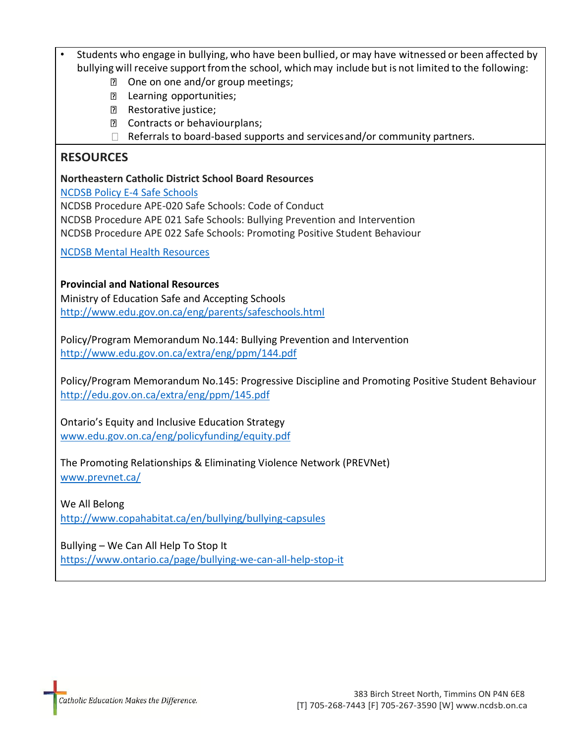- Students who engage in bullying, who have been bullied, or may have witnessed or been affected by bullying will receive support from the school, which may include but is not limited to the following:
  - One on one and/or group meetings;
  - Learning opportunities;
  - Restorative justice;
  - Contracts or behaviourplans;
  - Referrals to board-based supports and services and/or community partners.

## RESOURCES

**Northeastern Catholic District School Board Resources**

NCDSB Policy E-4 Safe Schools
NCDSB Procedure APE-020 Safe Schools: Code of Conduct
NCDSB Procedure APE 021 Safe Schools: Bullying Prevention and Intervention
NCDSB Procedure APE 022 Safe Schools: Promoting Positive Student Behaviour

NCDSB Mental Health Resources

**Provincial and National Resources**

Ministry of Education Safe and Accepting Schools
http://www.edu.gov.on.ca/eng/parents/safeschools.html

Policy/Program Memorandum No.144: Bullying Prevention and Intervention
http://www.edu.gov.on.ca/extra/eng/ppm/144.pdf

Policy/Program Memorandum No.145: Progressive Discipline and Promoting Positive Student Behaviour
http://edu.gov.on.ca/extra/eng/ppm/145.pdf

Ontario's Equity and Inclusive Education Strategy
www.edu.gov.on.ca/eng/policyfunding/equity.pdf

The Promoting Relationships & Eliminating Violence Network (PREVNet)
www.prevnet.ca/

We All Belong
http://www.copahabitat.ca/en/bullying/bullying-capsules

Bullying – We Can All Help To Stop It
https://www.ontario.ca/page/bullying-we-can-all-help-stop-it